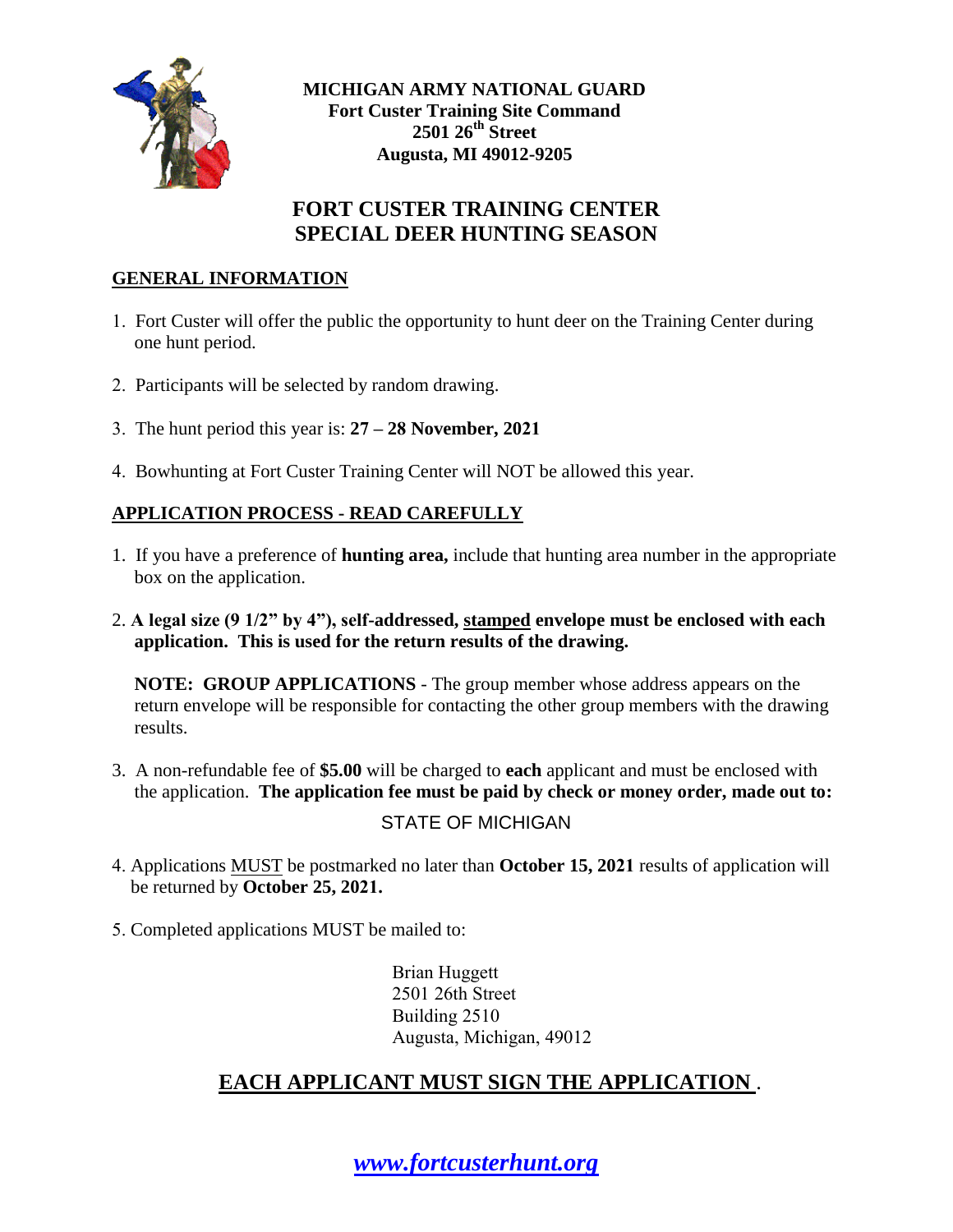**MICHIGAN ARMY NATIONAL GUARD**
**Fort Custer Training Site Command**
**2501 26th Street**
**Augusta, MI 49012-9205**

# FORT CUSTER TRAINING CENTER
# SPECIAL DEER HUNTING SEASON

## GENERAL INFORMATION

1. Fort Custer will offer the public the opportunity to hunt deer on the Training Center during one hunt period.

2. Participants will be selected by random drawing.

3. The hunt period this year is: **27 – 28 November, 2021**

4. Bowhunting at Fort Custer Training Center will NOT be allowed this year.

## APPLICATION PROCESS - READ CAREFULLY

1. If you have a preference of **hunting area,** include that hunting area number in the appropriate box on the application.

2. **A legal size (9 1/2" by 4"), self-addressed, stamped envelope must be enclosed with each application. This is used for the return results of the drawing.**

   **NOTE: GROUP APPLICATIONS** - The group member whose address appears on the return envelope will be responsible for contacting the other group members with the drawing results.

3. A non-refundable fee of **$5.00** will be charged to **each** applicant and must be enclosed with the application. **The application fee must be paid by check or money order, made out to:**

   STATE OF MICHIGAN

4. Applications MUST be postmarked no later than **October 15, 2021** results of application will be returned by **October 25, 2021.**

5. Completed applications MUST be mailed to:

   Brian Huggett
   2501 26th Street
   Building 2510
   Augusta, Michigan, 49012

## EACH APPLICANT MUST SIGN THE APPLICATION.

***www.fortcusterhunt.org***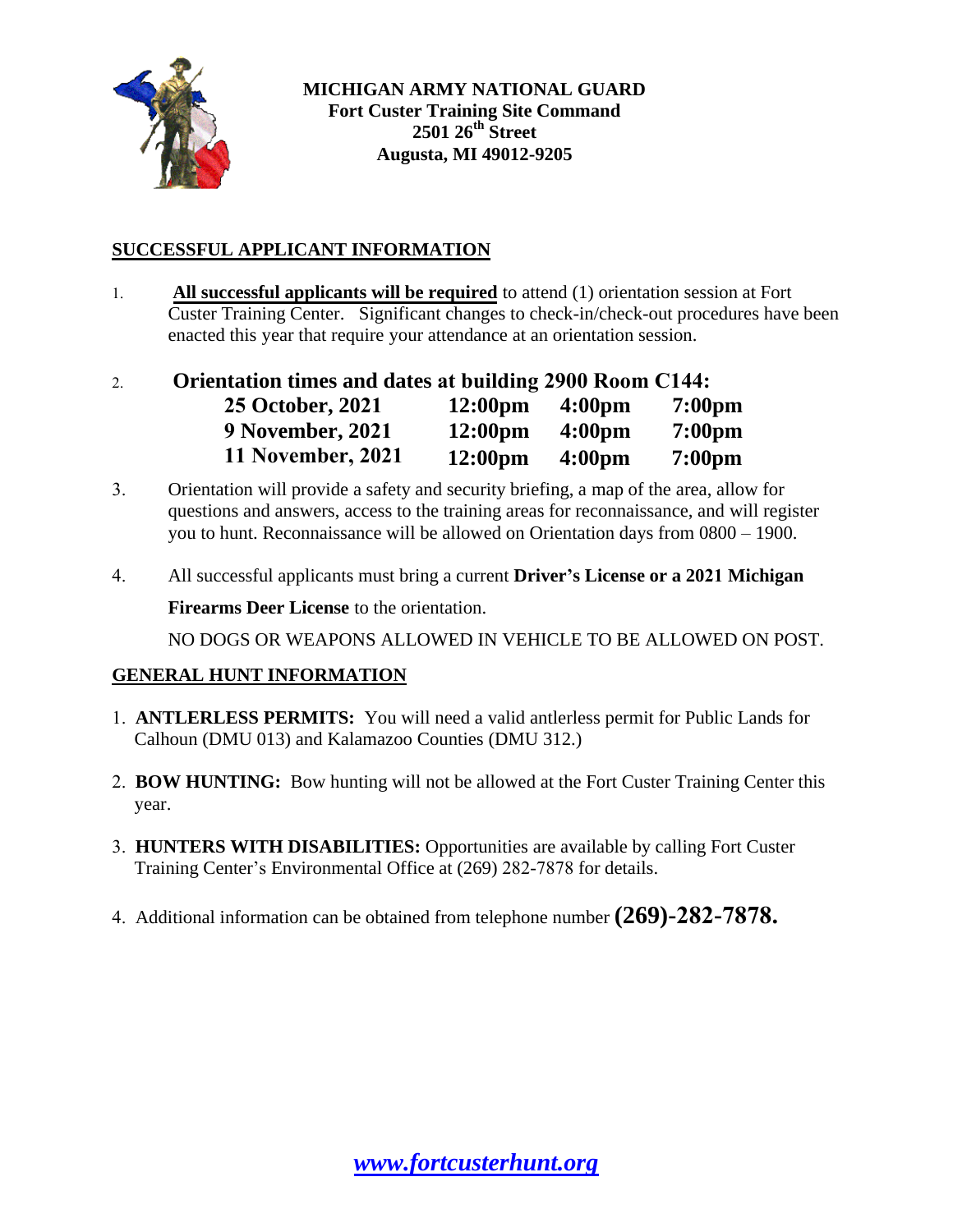**MICHIGAN ARMY NATIONAL GUARD**
**Fort Custer Training Site Command**
**2501 26th Street**
**Augusta, MI 49012-9205**

## SUCCESSFUL APPLICANT INFORMATION

1. **All successful applicants will be required** to attend (1) orientation session at Fort Custer Training Center. Significant changes to check-in/check-out procedures have been enacted this year that require your attendance at an orientation session.

2. **Orientation times and dates at building 2900 Room C144:**

| | | | |
|---|---|---|---|
| **25 October, 2021** | **12:00pm** | **4:00pm** | **7:00pm** |
| **9 November, 2021** | **12:00pm** | **4:00pm** | **7:00pm** |
| **11 November, 2021** | **12:00pm** | **4:00pm** | **7:00pm** |

3. Orientation will provide a safety and security briefing, a map of the area, allow for questions and answers, access to the training areas for reconnaissance, and will register you to hunt. Reconnaissance will be allowed on Orientation days from 0800 – 1900.

4. All successful applicants must bring a current **Driver's License or a 2021 Michigan Firearms Deer License** to the orientation.

   NO DOGS OR WEAPONS ALLOWED IN VEHICLE TO BE ALLOWED ON POST.

## GENERAL HUNT INFORMATION

1. **ANTLERLESS PERMITS:** You will need a valid antlerless permit for Public Lands for Calhoun (DMU 013) and Kalamazoo Counties (DMU 312.)

2. **BOW HUNTING:** Bow hunting will not be allowed at the Fort Custer Training Center this year.

3. **HUNTERS WITH DISABILITIES:** Opportunities are available by calling Fort Custer Training Center's Environmental Office at (269) 282-7878 for details.

4. Additional information can be obtained from telephone number **(269)-282-7878.**

***www.fortcusterhunt.org***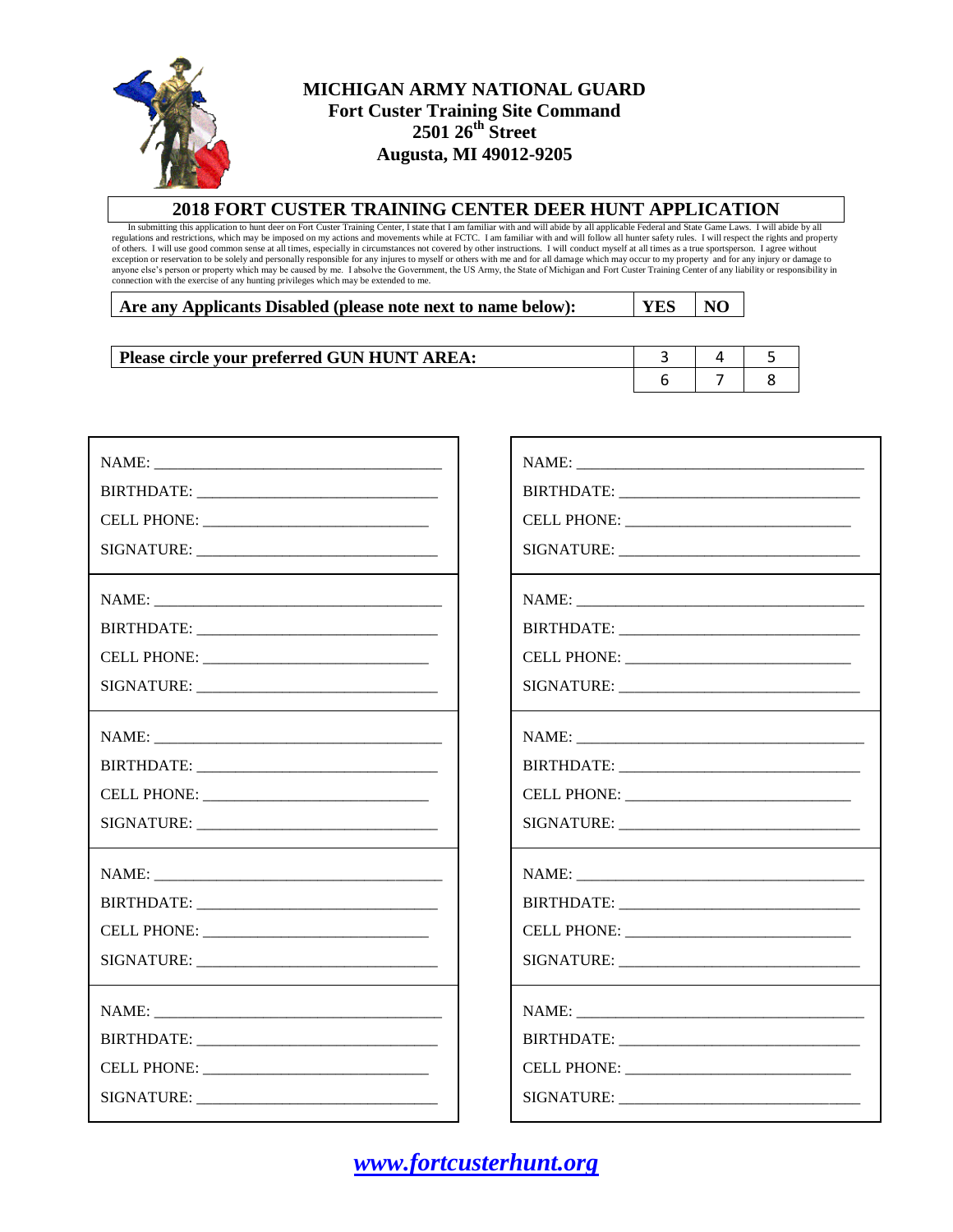**MICHIGAN ARMY NATIONAL GUARD**
**Fort Custer Training Site Command**
**2501 26th Street**
**Augusta, MI 49012-9205**

## 2018 FORT CUSTER TRAINING CENTER DEER HUNT APPLICATION

In submitting this application to hunt deer on Fort Custer Training Center, I state that I am familiar with and will abide by all applicable Federal and State Game Laws. I will abide by all regulations and restrictions, which may be imposed on my actions and movements while at FCTC. I am familiar with and will follow all hunter safety rules. I will respect the rights and property of others. I will use good common sense at all times, especially in circumstances not covered by other instructions. I will conduct myself at all times as a true sportsperson. I agree without exception or reservation to be solely and personally responsible for any injures to myself or others with me and for all damage which may occur to my property and for any injury or damage to anyone else's person or property which may be caused by me. I absolve the Government, the US Army, the State of Michigan and Fort Custer Training Center of any liability or responsibility in connection with the exercise of any hunting privileges which may be extended to me.

| | | |
|---|---|---|
| **Are any Applicants Disabled (please note next to name below):** | **YES** | **NO** |

| | | | |
|---|---|---|---|
| **Please circle your preferred GUN HUNT AREA:** | 3 | 4 | 5 |
| | 6 | 7 | 8 |

| | |
|---|---|
| NAME: ____________________<br>BIRTHDATE: ____________________<br>CELL PHONE: ____________________<br>SIGNATURE: ____________________ | NAME: ____________________<br>BIRTHDATE: ____________________<br>CELL PHONE: ____________________<br>SIGNATURE: ____________________ |
| NAME: ____________________<br>BIRTHDATE: ____________________<br>CELL PHONE: ____________________<br>SIGNATURE: ____________________ | NAME: ____________________<br>BIRTHDATE: ____________________<br>CELL PHONE: ____________________<br>SIGNATURE: ____________________ |
| NAME: ____________________<br>BIRTHDATE: ____________________<br>CELL PHONE: ____________________<br>SIGNATURE: ____________________ | NAME: ____________________<br>BIRTHDATE: ____________________<br>CELL PHONE: ____________________<br>SIGNATURE: ____________________ |
| NAME: ____________________<br>BIRTHDATE: ____________________<br>CELL PHONE: ____________________<br>SIGNATURE: ____________________ | NAME: ____________________<br>BIRTHDATE: ____________________<br>CELL PHONE: ____________________<br>SIGNATURE: ____________________ |
| NAME: ____________________<br>BIRTHDATE: ____________________<br>CELL PHONE: ____________________<br>SIGNATURE: ____________________ | NAME: ____________________<br>BIRTHDATE: ____________________<br>CELL PHONE: ____________________<br>SIGNATURE: ____________________ |

***www.fortcusterhunt.org***